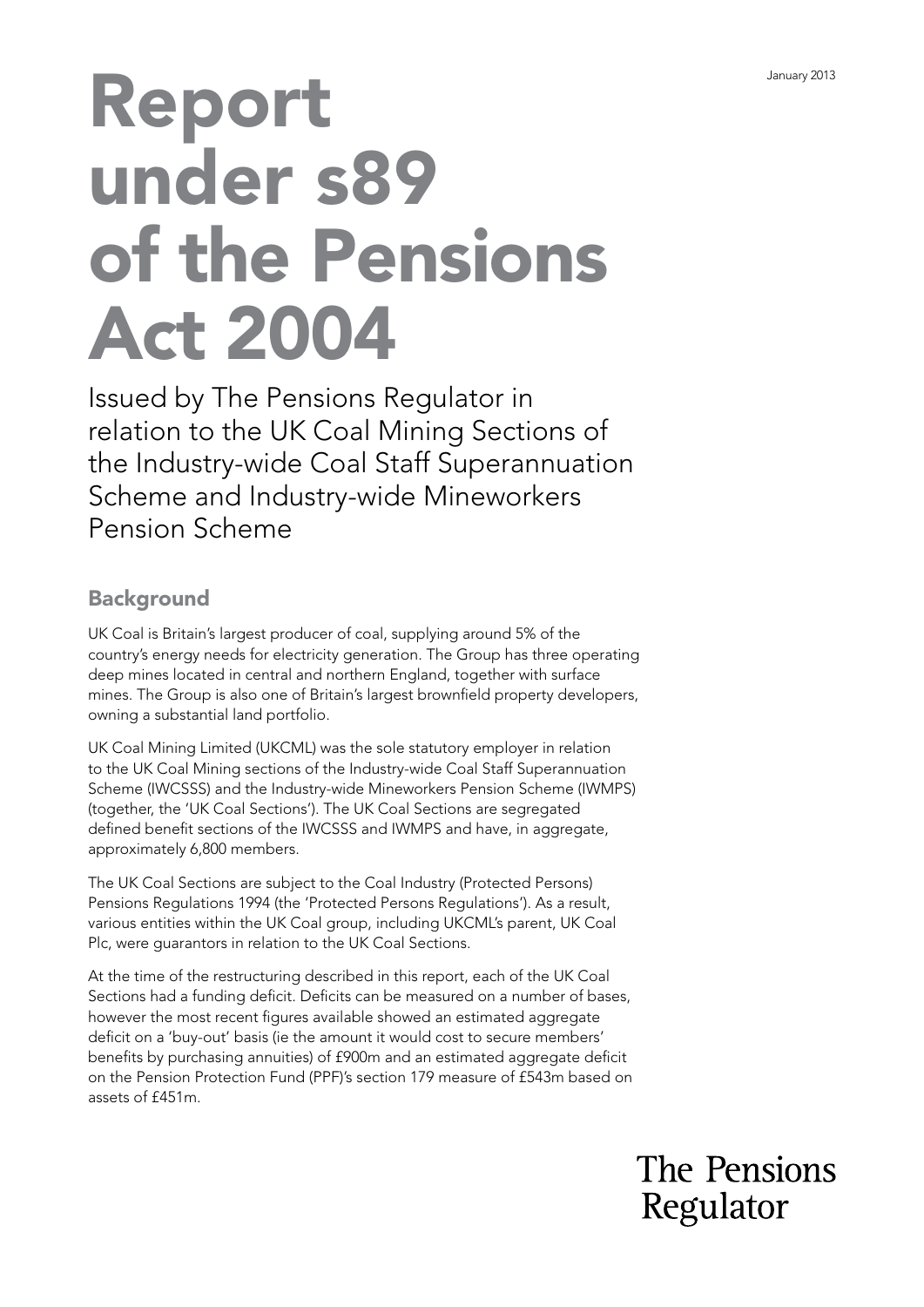January 2013

# Report under s89 of the Pensions Act 2004

Issued by The Pensions Regulator in relation to the UK Coal Mining Sections of the Industry-wide Coal Staff Superannuation Scheme and Industry-wide Mineworkers Pension Scheme

## Background

UK Coal is Britain's largest producer of coal, supplying around 5% of the country's energy needs for electricity generation. The Group has three operating deep mines located in central and northern England, together with surface mines. The Group is also one of Britain's largest brownfield property developers, owning a substantial land portfolio.

UK Coal Mining Limited (UKCML) was the sole statutory employer in relation to the UK Coal Mining sections of the Industry-wide Coal Staff Superannuation Scheme (IWCSSS) and the Industry-wide Mineworkers Pension Scheme (IWMPS) (together, the 'UK Coal Sections'). The UK Coal Sections are segregated defined benefit sections of the IWCSSS and IWMPS and have, in aggregate, approximately 6,800 members.

The UK Coal Sections are subject to the Coal Industry (Protected Persons) Pensions Regulations 1994 (the 'Protected Persons Regulations'). As a result, various entities within the UK Coal group, including UKCML's parent, UK Coal Plc, were guarantors in relation to the UK Coal Sections.

At the time of the restructuring described in this report, each of the UK Coal Sections had a funding deficit. Deficits can be measured on a number of bases, however the most recent figures available showed an estimated aggregate deficit on a 'buy-out' basis (ie the amount it would cost to secure members' benefits by purchasing annuities) of £900m and an estimated aggregate deficit on the Pension Protection Fund (PPF)'s section 179 measure of £543m based on assets of £451m.

The Pensions Regulator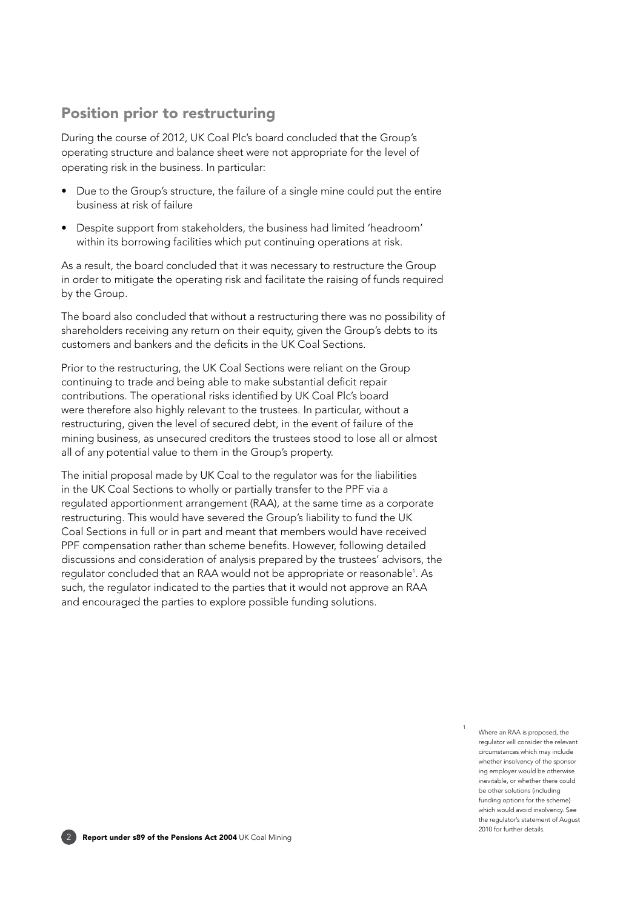## Position prior to restructuring

During the course of 2012, UK Coal Plc's board concluded that the Group's operating structure and balance sheet were not appropriate for the level of operating risk in the business. In particular:

- Due to the Group's structure, the failure of a single mine could put the entire business at risk of failure
- Despite support from stakeholders, the business had limited 'headroom' within its borrowing facilities which put continuing operations at risk.

As a result, the board concluded that it was necessary to restructure the Group in order to mitigate the operating risk and facilitate the raising of funds required by the Group.

The board also concluded that without a restructuring there was no possibility of shareholders receiving any return on their equity, given the Group's debts to its customers and bankers and the deficits in the UK Coal Sections.

Prior to the restructuring, the UK Coal Sections were reliant on the Group continuing to trade and being able to make substantial deficit repair contributions. The operational risks identified by UK Coal Plc's board were therefore also highly relevant to the trustees. In particular, without a restructuring, given the level of secured debt, in the event of failure of the mining business, as unsecured creditors the trustees stood to lose all or almost all of any potential value to them in the Group's property.

The initial proposal made by UK Coal to the regulator was for the liabilities in the UK Coal Sections to wholly or partially transfer to the PPF via a regulated apportionment arrangement (RAA), at the same time as a corporate restructuring. This would have severed the Group's liability to fund the UK Coal Sections in full or in part and meant that members would have received PPF compensation rather than scheme benefits. However, following detailed discussions and consideration of analysis prepared by the trustees' advisors, the regulator concluded that an RAA would not be appropriate or reasonable[1]. As such, the regulator indicated to the parties that it would not approve an RAA and encouraged the parties to explore possible funding solutions.

[1] Where an RAA is proposed, the regulator will consider the relevant circumstances which may include whether insolvency of the sponsoring employer would be otherwise inevitable, or whether there could be other solutions (including funding options for the scheme) which would avoid insolvency. See the regulator's statement of August 2010 for further details.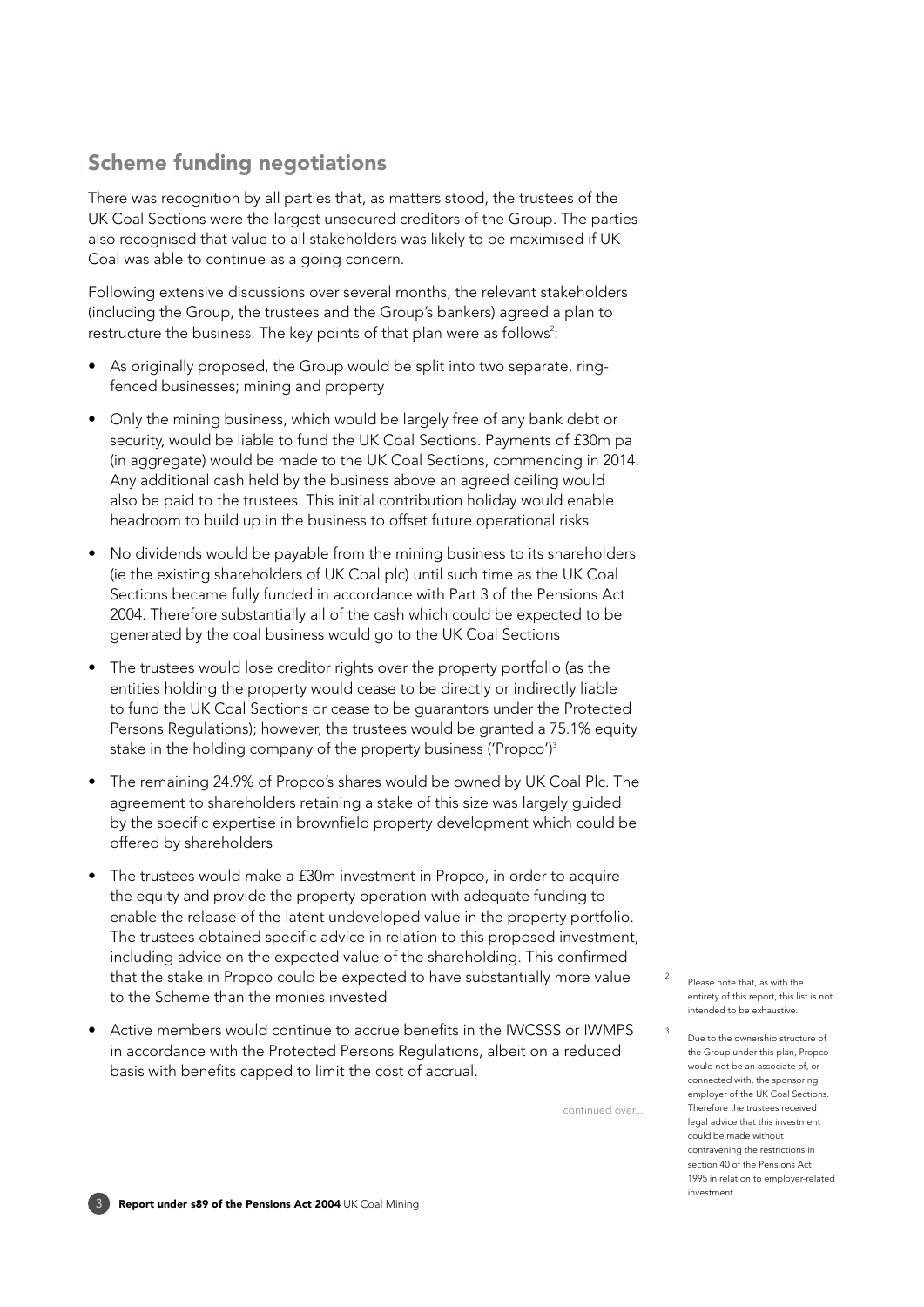## Scheme funding negotiations

There was recognition by all parties that, as matters stood, the trustees of the UK Coal Sections were the largest unsecured creditors of the Group. The parties also recognised that value to all stakeholders was likely to be maximised if UK Coal was able to continue as a going concern.

Following extensive discussions over several months, the relevant stakeholders (including the Group, the trustees and the Group's bankers) agreed a plan to restructure the business. The key points of that plan were as follows[2]:

- As originally proposed, the Group would be split into two separate, ring-fenced businesses; mining and property
- Only the mining business, which would be largely free of any bank debt or security, would be liable to fund the UK Coal Sections. Payments of £30m pa (in aggregate) would be made to the UK Coal Sections, commencing in 2014. Any additional cash held by the business above an agreed ceiling would also be paid to the trustees. This initial contribution holiday would enable headroom to build up in the business to offset future operational risks
- No dividends would be payable from the mining business to its shareholders (ie the existing shareholders of UK Coal plc) until such time as the UK Coal Sections became fully funded in accordance with Part 3 of the Pensions Act 2004. Therefore substantially all of the cash which could be expected to be generated by the coal business would go to the UK Coal Sections
- The trustees would lose creditor rights over the property portfolio (as the entities holding the property would cease to be directly or indirectly liable to fund the UK Coal Sections or cease to be guarantors under the Protected Persons Regulations); however, the trustees would be granted a 75.1% equity stake in the holding company of the property business ('Propco')[3]
- The remaining 24.9% of Propco's shares would be owned by UK Coal Plc. The agreement to shareholders retaining a stake of this size was largely guided by the specific expertise in brownfield property development which could be offered by shareholders
- The trustees would make a £30m investment in Propco, in order to acquire the equity and provide the property operation with adequate funding to enable the release of the latent undeveloped value in the property portfolio. The trustees obtained specific advice in relation to this proposed investment, including advice on the expected value of the shareholding. This confirmed that the stake in Propco could be expected to have substantially more value to the Scheme than the monies invested
- Active members would continue to accrue benefits in the IWCSSS or IWMPS in accordance with the Protected Persons Regulations, albeit on a reduced basis with benefits capped to limit the cost of accrual.

continued over...

[2] Please note that, as with the entirety of this report, this list is not intended to be exhaustive.

[3] Due to the ownership structure of the Group under this plan, Propco would not be an associate of, or connected with, the sponsoring employer of the UK Coal Sections. Therefore the trustees received legal advice that this investment could be made without contravening the restrictions in section 40 of the Pensions Act 1995 in relation to employer-related investment.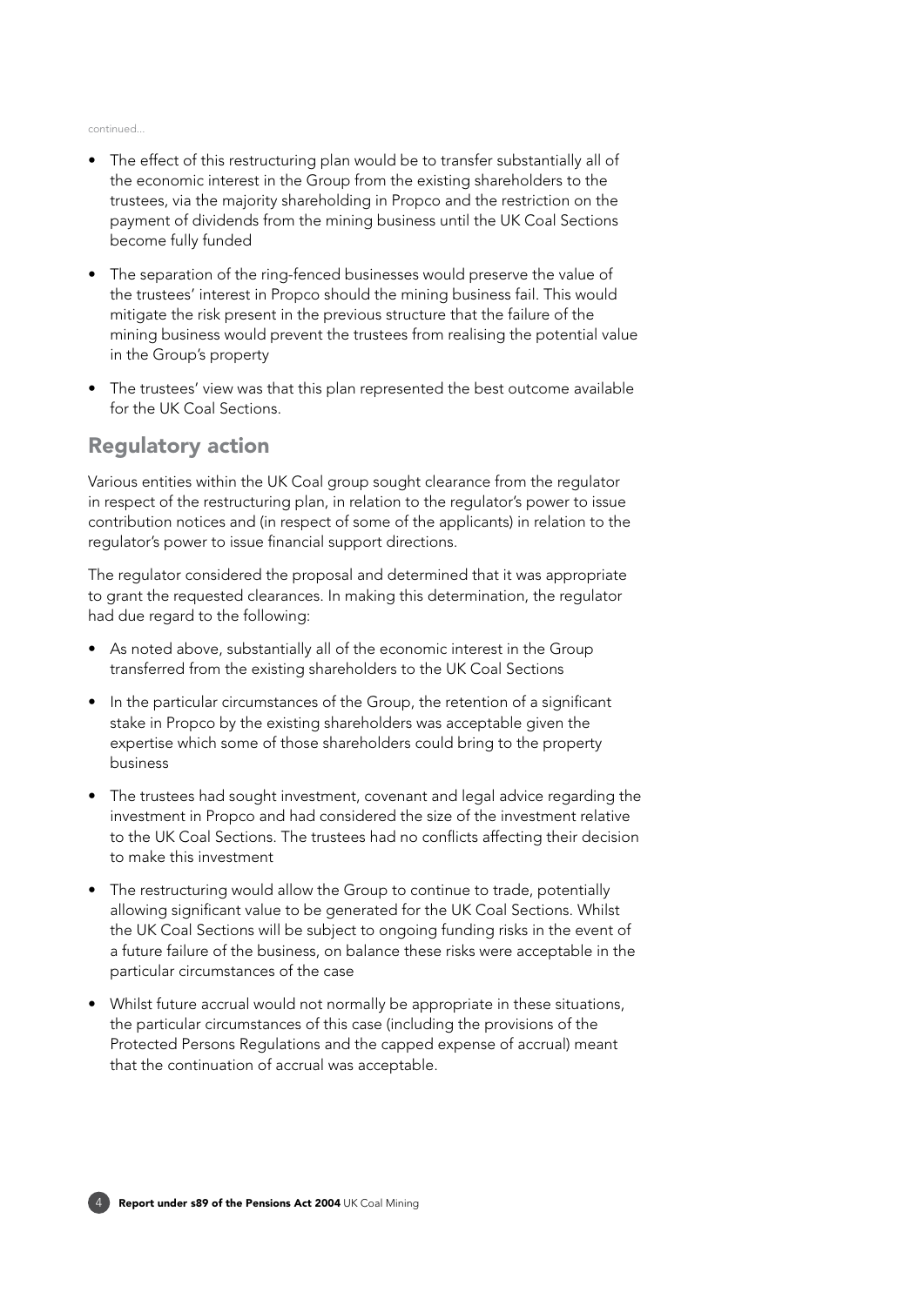continued...

- The effect of this restructuring plan would be to transfer substantially all of the economic interest in the Group from the existing shareholders to the trustees, via the majority shareholding in Propco and the restriction on the payment of dividends from the mining business until the UK Coal Sections become fully funded
- The separation of the ring-fenced businesses would preserve the value of the trustees' interest in Propco should the mining business fail. This would mitigate the risk present in the previous structure that the failure of the mining business would prevent the trustees from realising the potential value in the Group's property
- The trustees' view was that this plan represented the best outcome available for the UK Coal Sections.

## Regulatory action

Various entities within the UK Coal group sought clearance from the regulator in respect of the restructuring plan, in relation to the regulator's power to issue contribution notices and (in respect of some of the applicants) in relation to the regulator's power to issue financial support directions.

The regulator considered the proposal and determined that it was appropriate to grant the requested clearances. In making this determination, the regulator had due regard to the following:

- As noted above, substantially all of the economic interest in the Group transferred from the existing shareholders to the UK Coal Sections
- In the particular circumstances of the Group, the retention of a significant stake in Propco by the existing shareholders was acceptable given the expertise which some of those shareholders could bring to the property business
- The trustees had sought investment, covenant and legal advice regarding the investment in Propco and had considered the size of the investment relative to the UK Coal Sections. The trustees had no conflicts affecting their decision to make this investment
- The restructuring would allow the Group to continue to trade, potentially allowing significant value to be generated for the UK Coal Sections. Whilst the UK Coal Sections will be subject to ongoing funding risks in the event of a future failure of the business, on balance these risks were acceptable in the particular circumstances of the case
- Whilst future accrual would not normally be appropriate in these situations, the particular circumstances of this case (including the provisions of the Protected Persons Regulations and the capped expense of accrual) meant that the continuation of accrual was acceptable.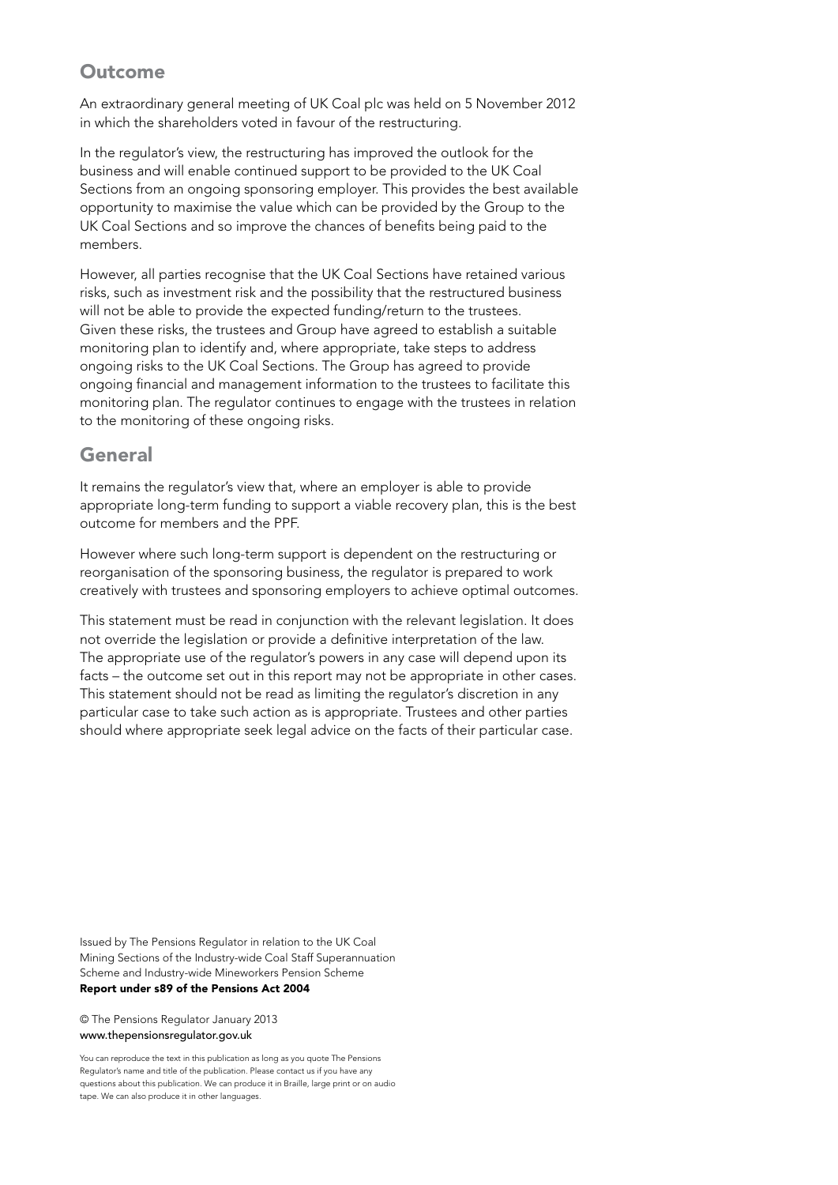## Outcome

An extraordinary general meeting of UK Coal plc was held on 5 November 2012 in which the shareholders voted in favour of the restructuring.

In the regulator's view, the restructuring has improved the outlook for the business and will enable continued support to be provided to the UK Coal Sections from an ongoing sponsoring employer. This provides the best available opportunity to maximise the value which can be provided by the Group to the UK Coal Sections and so improve the chances of benefits being paid to the members.

However, all parties recognise that the UK Coal Sections have retained various risks, such as investment risk and the possibility that the restructured business will not be able to provide the expected funding/return to the trustees. Given these risks, the trustees and Group have agreed to establish a suitable monitoring plan to identify and, where appropriate, take steps to address ongoing risks to the UK Coal Sections. The Group has agreed to provide ongoing financial and management information to the trustees to facilitate this monitoring plan. The regulator continues to engage with the trustees in relation to the monitoring of these ongoing risks.

## General

It remains the regulator's view that, where an employer is able to provide appropriate long-term funding to support a viable recovery plan, this is the best outcome for members and the PPF.

However where such long-term support is dependent on the restructuring or reorganisation of the sponsoring business, the regulator is prepared to work creatively with trustees and sponsoring employers to achieve optimal outcomes.

This statement must be read in conjunction with the relevant legislation. It does not override the legislation or provide a definitive interpretation of the law. The appropriate use of the regulator's powers in any case will depend upon its facts – the outcome set out in this report may not be appropriate in other cases. This statement should not be read as limiting the regulator's discretion in any particular case to take such action as is appropriate. Trustees and other parties should where appropriate seek legal advice on the facts of their particular case.

Issued by The Pensions Regulator in relation to the UK Coal Mining Sections of the Industry-wide Coal Staff Superannuation Scheme and Industry-wide Mineworkers Pension Scheme
**Report under s89 of the Pensions Act 2004**

© The Pensions Regulator January 2013
www.thepensionsregulator.gov.uk

You can reproduce the text in this publication as long as you quote The Pensions Regulator's name and title of the publication. Please contact us if you have any questions about this publication. We can produce it in Braille, large print or on audio tape. We can also produce it in other languages.